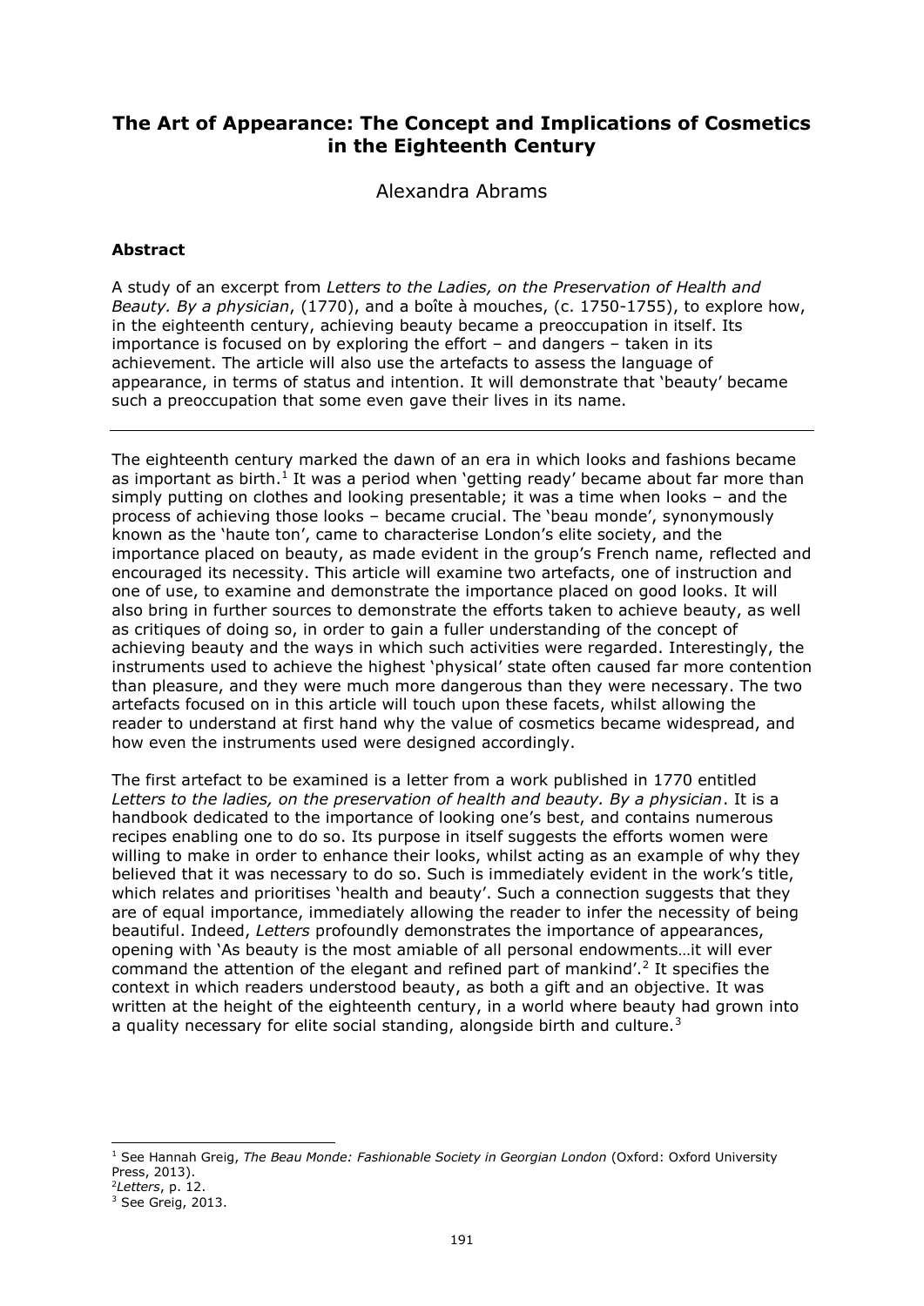# The Art of Appearance: The Concept and Implications of Cosmetics in the Eighteenth Century

Alexandra Abrams

### Abstract

A study of an excerpt from *Letters to the Ladies, on the Preservation of Health and Beauty. By a physician*, (1770), and a boîte à mouches, (c. 1750-1755), to explore how, in the eighteenth century, achieving beauty became a preoccupation in itself. Its importance is focused on by exploring the effort – and dangers – taken in its achievement. The article will also use the artefacts to assess the language of appearance, in terms of status and intention. It will demonstrate that 'beauty' became such a preoccupation that some even gave their lives in its name.

---

The eighteenth century marked the dawn of an era in which looks and fashions became as important as birth.[1] It was a period when 'getting ready' became about far more than simply putting on clothes and looking presentable; it was a time when looks – and the process of achieving those looks – became crucial. The 'beau monde', synonymously known as the 'haute ton', came to characterise London's elite society, and the importance placed on beauty, as made evident in the group's French name, reflected and encouraged its necessity. This article will examine two artefacts, one of instruction and one of use, to examine and demonstrate the importance placed on good looks. It will also bring in further sources to demonstrate the efforts taken to achieve beauty, as well as critiques of doing so, in order to gain a fuller understanding of the concept of achieving beauty and the ways in which such activities were regarded. Interestingly, the instruments used to achieve the highest 'physical' state often caused far more contention than pleasure, and they were much more dangerous than they were necessary. The two artefacts focused on in this article will touch upon these facets, whilst allowing the reader to understand at first hand why the value of cosmetics became widespread, and how even the instruments used were designed accordingly.

The first artefact to be examined is a letter from a work published in 1770 entitled *Letters to the ladies, on the preservation of health and beauty. By a physician*. It is a handbook dedicated to the importance of looking one's best, and contains numerous recipes enabling one to do so. Its purpose in itself suggests the efforts women were willing to make in order to enhance their looks, whilst acting as an example of why they believed that it was necessary to do so. Such is immediately evident in the work's title, which relates and prioritises 'health and beauty'. Such a connection suggests that they are of equal importance, immediately allowing the reader to infer the necessity of being beautiful. Indeed, *Letters* profoundly demonstrates the importance of appearances, opening with 'As beauty is the most amiable of all personal endowments…it will ever command the attention of the elegant and refined part of mankind'.[2] It specifies the context in which readers understood beauty, as both a gift and an objective. It was written at the height of the eighteenth century, in a world where beauty had grown into a quality necessary for elite social standing, alongside birth and culture.[3]

---

[1] See Hannah Greig, *The Beau Monde: Fashionable Society in Georgian London* (Oxford: Oxford University Press, 2013).

[2] *Letters*, p. 12.

[3] See Greig, 2013.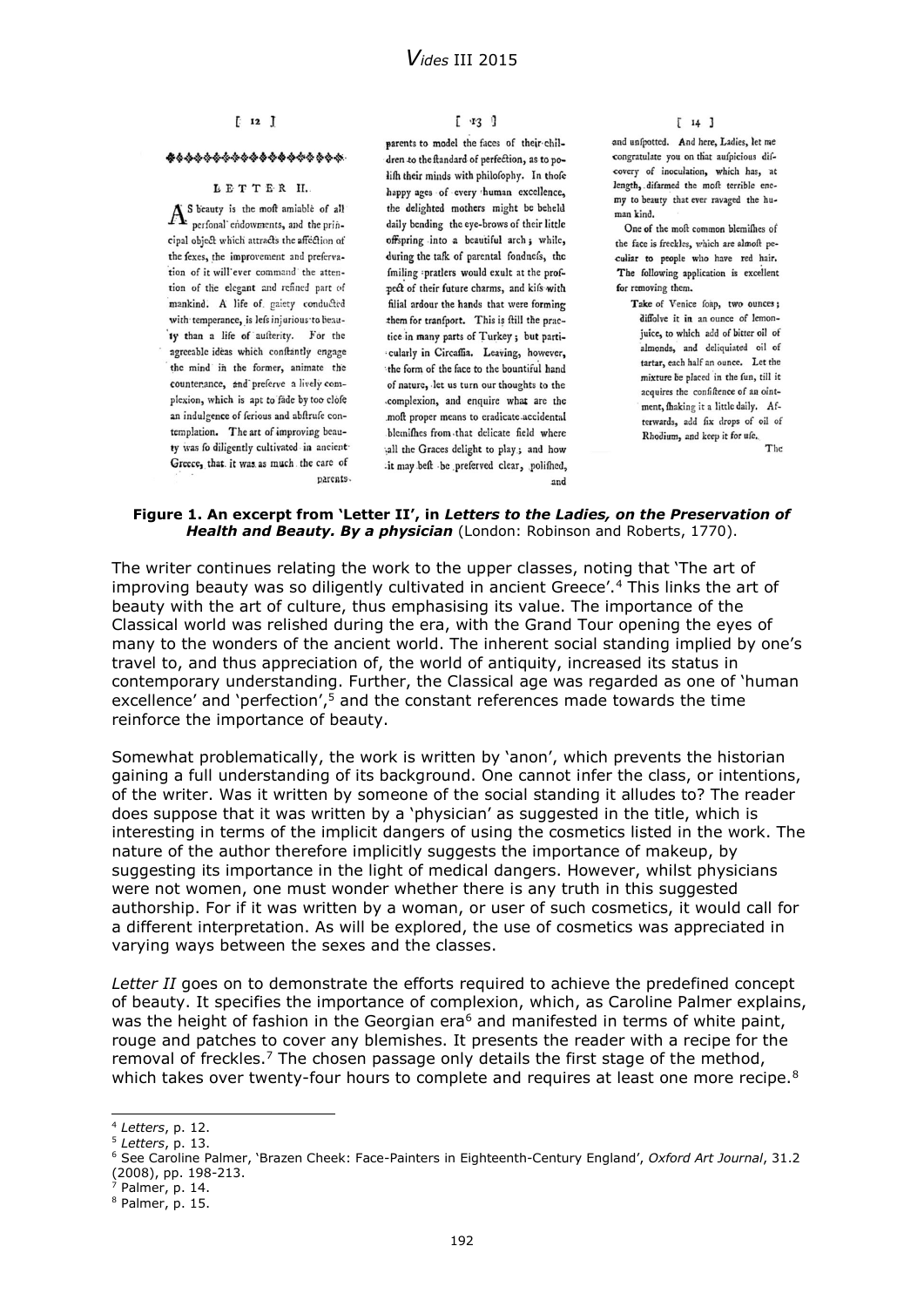[ 12 ]

LETTER II.

As beauty is the moſt amiable of all perſonal endowments, and the principal object which attracts the affection of the ſexes, the improvement and preſervation of it will ever command the attention of the elegant and refined part of mankind. A life of gaiety conducted with temperance, is leſs injurious to beauty than a life of auſterity. For the agreeable ideas which conſtantly engage the mind in the former, animate the countenance, and preſerve a lively complexion, which is apt to fade by too cloſe an indulgence of ſerious and abſtruſe contemplation. The art of improving beauty was ſo diligently cultivated in ancient Greece, that it was as much the care of parents

[ 13 ]

parents to model the faces of their children to the ſtandard of perfection, as to poliſh their minds with philoſophy. In thoſe happy ages of every human excellence, the delighted mothers might be beheld daily bending the eye-brows of their little offspring into a beautiful arch; while, during the taſk of parental fondneſs, the ſmiling pratlers would exult at the proſpect of their future charms, and kiſs with filial ardour the hands that were forming them for tranſport. This is ſtill the practice in many parts of Turkey; but particularly in Circaſſia. Leaving, however, the form of the face to the bountiful hand of nature, let us turn our thoughts to the complexion, and enquire what are the moſt proper means to eradicate accidental blemiſhes from that delicate field where all the Graces delight to play; and how it may beſt be preſerved clear, poliſhed, and

[ 14 ]

and unſpotted. And here, Ladies, let me congratulate you on that auſpicious diſcovery of inoculation, which has, at length, diſarmed the moſt terrible enemy to beauty that ever ravaged the human kind.

One of the moſt common blemiſhes of the face is freckles, which are almoſt peculiar to people who have red hair. The following application is excellent for removing them.

> Take of Venice ſoap, two ounces; diſſolve it in an ounce of lemon-juice, to which add of bitter oil of almonds, and deliquiated oil of tartar, each half an ounce. Let the mixture be placed in the ſun, till it acquires the conſiſtence of an ointment, ſhaking it a little daily. Afterwards, add ſix drops of oil of Rhodium, and keep it for uſe.

The

**Figure 1. An excerpt from 'Letter II', in *Letters to the Ladies, on the Preservation of Health and Beauty. By a physician*** (London: Robinson and Roberts, 1770).

The writer continues relating the work to the upper classes, noting that 'The art of improving beauty was so diligently cultivated in ancient Greece'.[4] This links the art of beauty with the art of culture, thus emphasising its value. The importance of the Classical world was relished during the era, with the Grand Tour opening the eyes of many to the wonders of the ancient world. The inherent social standing implied by one's travel to, and thus appreciation of, the world of antiquity, increased its status in contemporary understanding. Further, the Classical age was regarded as one of 'human excellence' and 'perfection',[5] and the constant references made towards the time reinforce the importance of beauty.

Somewhat problematically, the work is written by 'anon', which prevents the historian gaining a full understanding of its background. One cannot infer the class, or intentions, of the writer. Was it written by someone of the social standing it alludes to? The reader does suppose that it was written by a 'physician' as suggested in the title, which is interesting in terms of the implicit dangers of using the cosmetics listed in the work. The nature of the author therefore implicitly suggests the importance of makeup, by suggesting its importance in the light of medical dangers. However, whilst physicians were not women, one must wonder whether there is any truth in this suggested authorship. For if it was written by a woman, or user of such cosmetics, it would call for a different interpretation. As will be explored, the use of cosmetics was appreciated in varying ways between the sexes and the classes.

*Letter II* goes on to demonstrate the efforts required to achieve the predefined concept of beauty. It specifies the importance of complexion, which, as Caroline Palmer explains, was the height of fashion in the Georgian era[6] and manifested in terms of white paint, rouge and patches to cover any blemishes. It presents the reader with a recipe for the removal of freckles.[7] The chosen passage only details the first stage of the method, which takes over twenty-four hours to complete and requires at least one more recipe.[8]

---

[4] *Letters*, p. 12.

[5] *Letters*, p. 13.

[6] See Caroline Palmer, 'Brazen Cheek: Face-Painters in Eighteenth-Century England', *Oxford Art Journal*, 31.2 (2008), pp. 198-213.

[7] Palmer, p. 14.

[8] Palmer, p. 15.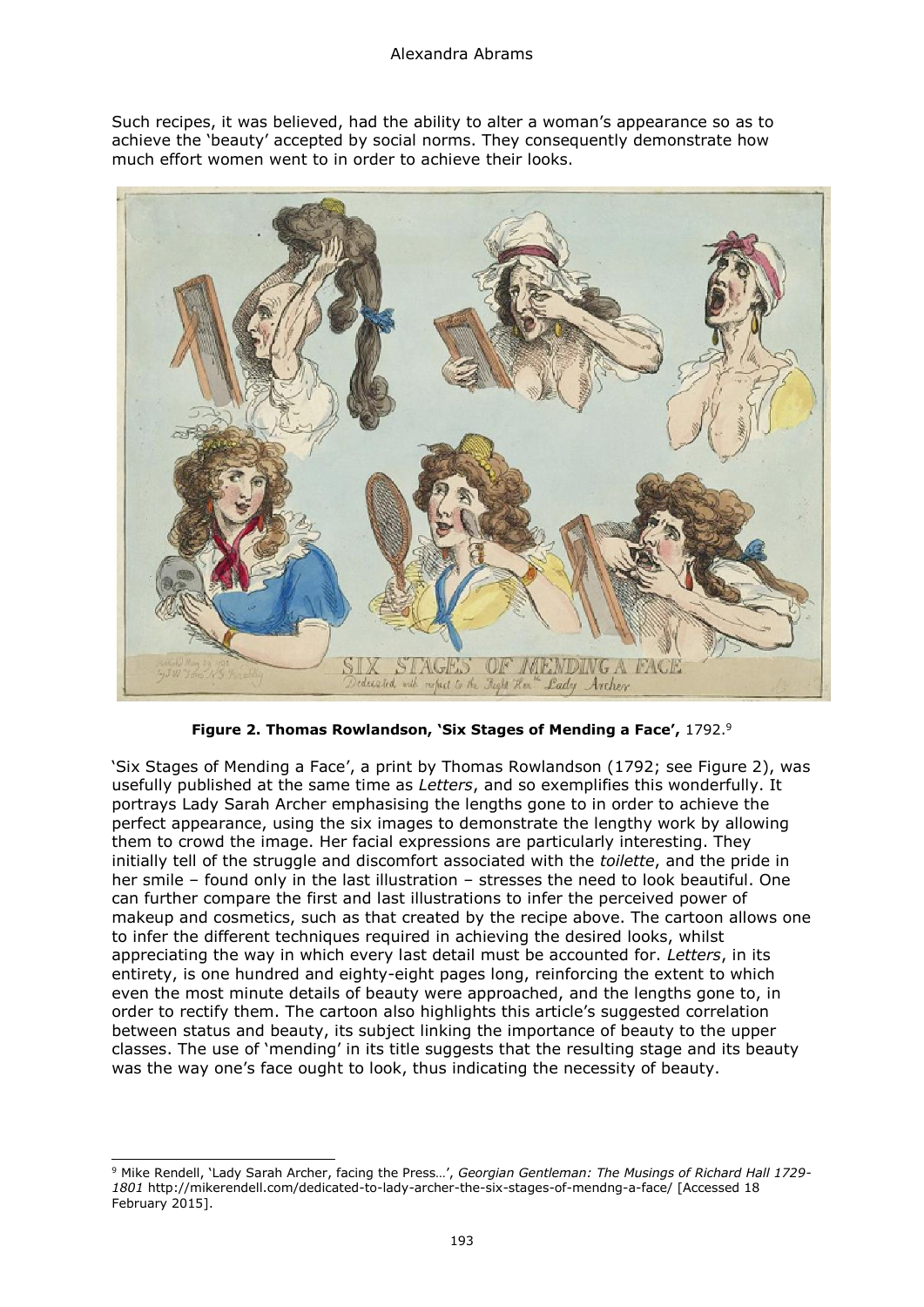Such recipes, it was believed, had the ability to alter a woman's appearance so as to achieve the 'beauty' accepted by social norms. They consequently demonstrate how much effort women went to in order to achieve their looks.

**Figure 2. Thomas Rowlandson, 'Six Stages of Mending a Face',** 1792.[9]

'Six Stages of Mending a Face', a print by Thomas Rowlandson (1792; see Figure 2), was usefully published at the same time as *Letters*, and so exemplifies this wonderfully. It portrays Lady Sarah Archer emphasising the lengths gone to in order to achieve the perfect appearance, using the six images to demonstrate the lengthy work by allowing them to crowd the image. Her facial expressions are particularly interesting. They initially tell of the struggle and discomfort associated with the *toilette*, and the pride in her smile – found only in the last illustration – stresses the need to look beautiful. One can further compare the first and last illustrations to infer the perceived power of makeup and cosmetics, such as that created by the recipe above. The cartoon allows one to infer the different techniques required in achieving the desired looks, whilst appreciating the way in which every last detail must be accounted for. *Letters*, in its entirety, is one hundred and eighty-eight pages long, reinforcing the extent to which even the most minute details of beauty were approached, and the lengths gone to, in order to rectify them. The cartoon also highlights this article's suggested correlation between status and beauty, its subject linking the importance of beauty to the upper classes. The use of 'mending' in its title suggests that the resulting stage and its beauty was the way one's face ought to look, thus indicating the necessity of beauty.

---

[9] Mike Rendell, 'Lady Sarah Archer, facing the Press…', *Georgian Gentleman: The Musings of Richard Hall 1729-1801* http://mikerendell.com/dedicated-to-lady-archer-the-six-stages-of-mendng-a-face/ [Accessed 18 February 2015].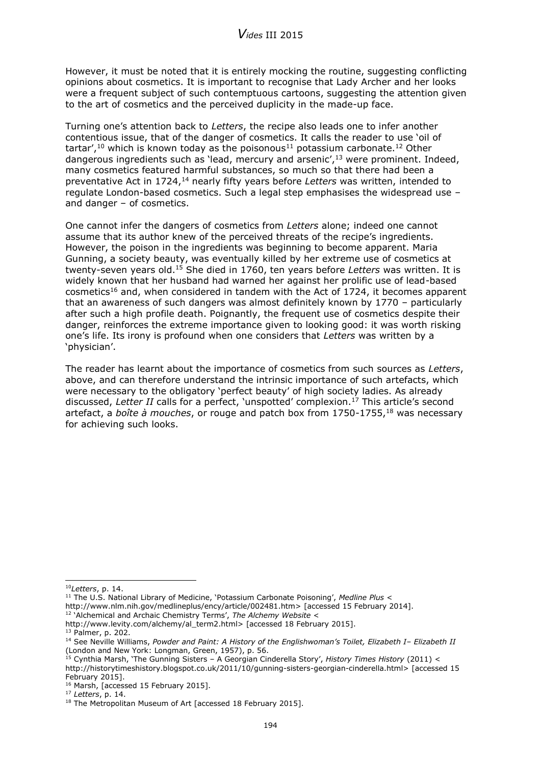However, it must be noted that it is entirely mocking the routine, suggesting conflicting opinions about cosmetics. It is important to recognise that Lady Archer and her looks were a frequent subject of such contemptuous cartoons, suggesting the attention given to the art of cosmetics and the perceived duplicity in the made-up face.

Turning one's attention back to *Letters*, the recipe also leads one to infer another contentious issue, that of the danger of cosmetics. It calls the reader to use 'oil of tartar',[10] which is known today as the poisonous[11] potassium carbonate.[12] Other dangerous ingredients such as 'lead, mercury and arsenic',[13] were prominent. Indeed, many cosmetics featured harmful substances, so much so that there had been a preventative Act in 1724,[14] nearly fifty years before *Letters* was written, intended to regulate London-based cosmetics. Such a legal step emphasises the widespread use – and danger – of cosmetics.

One cannot infer the dangers of cosmetics from *Letters* alone; indeed one cannot assume that its author knew of the perceived threats of the recipe's ingredients. However, the poison in the ingredients was beginning to become apparent. Maria Gunning, a society beauty, was eventually killed by her extreme use of cosmetics at twenty-seven years old.[15] She died in 1760, ten years before *Letters* was written. It is widely known that her husband had warned her against her prolific use of lead-based cosmetics[16] and, when considered in tandem with the Act of 1724, it becomes apparent that an awareness of such dangers was almost definitely known by 1770 – particularly after such a high profile death. Poignantly, the frequent use of cosmetics despite their danger, reinforces the extreme importance given to looking good: it was worth risking one's life. Its irony is profound when one considers that *Letters* was written by a 'physician'.

The reader has learnt about the importance of cosmetics from such sources as *Letters*, above, and can therefore understand the intrinsic importance of such artefacts, which were necessary to the obligatory 'perfect beauty' of high society ladies. As already discussed, *Letter II* calls for a perfect, 'unspotted' complexion.[17] This article's second artefact, a *boîte à mouches*, or rouge and patch box from 1750-1755,[18] was necessary for achieving such looks.

---

[10] *Letters*, p. 14.

[11] The U.S. National Library of Medicine, 'Potassium Carbonate Poisoning', *Medline Plus* < http://www.nlm.nih.gov/medlineplus/ency/article/002481.htm> [accessed 15 February 2014].

[12] 'Alchemical and Archaic Chemistry Terms', *The Alchemy Website* < http://www.levity.com/alchemy/al_term2.html> [accessed 18 February 2015].

[13] Palmer, p. 202.

[14] See Neville Williams, *Powder and Paint: A History of the Englishwoman's Toilet, Elizabeth I– Elizabeth II* (London and New York: Longman, Green, 1957), p. 56.

[15] Cynthia Marsh, 'The Gunning Sisters – A Georgian Cinderella Story', *History Times History* (2011) < http://historytimeshistory.blogspot.co.uk/2011/10/gunning-sisters-georgian-cinderella.html> [accessed 15 February 2015].

[16] Marsh, [accessed 15 February 2015].

[17] *Letters*, p. 14.

[18] The Metropolitan Museum of Art [accessed 18 February 2015].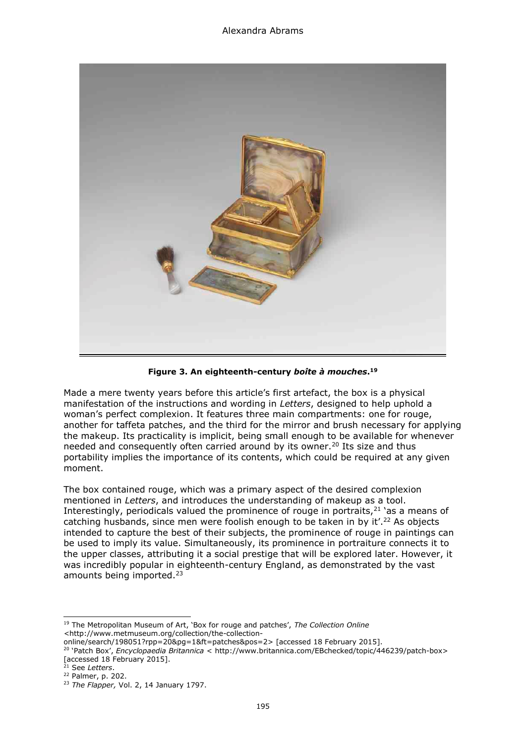**Figure 3. An eighteenth-century *boîte à mouches*.[19]**

Made a mere twenty years before this article's first artefact, the box is a physical manifestation of the instructions and wording in *Letters*, designed to help uphold a woman's perfect complexion. It features three main compartments: one for rouge, another for taffeta patches, and the third for the mirror and brush necessary for applying the makeup. Its practicality is implicit, being small enough to be available for whenever needed and consequently often carried around by its owner.[20] Its size and thus portability implies the importance of its contents, which could be required at any given moment.

The box contained rouge, which was a primary aspect of the desired complexion mentioned in *Letters*, and introduces the understanding of makeup as a tool. Interestingly, periodicals valued the prominence of rouge in portraits,[21] 'as a means of catching husbands, since men were foolish enough to be taken in by it'.[22] As objects intended to capture the best of their subjects, the prominence of rouge in paintings can be used to imply its value. Simultaneously, its prominence in portraiture connects it to the upper classes, attributing it a social prestige that will be explored later. However, it was incredibly popular in eighteenth-century England, as demonstrated by the vast amounts being imported.[23]

---

[19] The Metropolitan Museum of Art, 'Box for rouge and patches', *The Collection Online* <http://www.metmuseum.org/collection/the-collection-online/search/198051?rpp=20&pg=1&ft=patches&pos=2> [accessed 18 February 2015].

[20] 'Patch Box', *Encyclopaedia Britannica* < http://www.britannica.com/EBchecked/topic/446239/patch-box> [accessed 18 February 2015].

[21] See *Letters*.

[22] Palmer, p. 202.

[23] *The Flapper,* Vol. 2, 14 January 1797.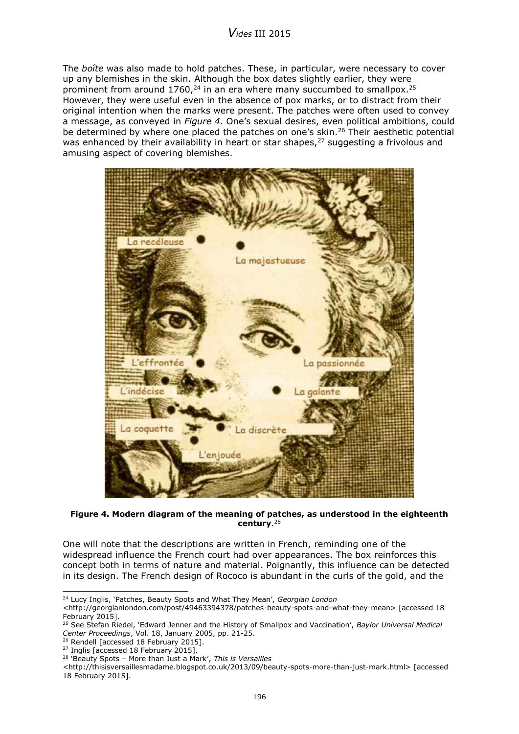The *boîte* was also made to hold patches. These, in particular, were necessary to cover up any blemishes in the skin. Although the box dates slightly earlier, they were prominent from around 1760,[24] in an era where many succumbed to smallpox.[25] However, they were useful even in the absence of pox marks, or to distract from their original intention when the marks were present. The patches were often used to convey a message, as conveyed in *Figure 4*. One's sexual desires, even political ambitions, could be determined by where one placed the patches on one's skin.[26] Their aesthetic potential was enhanced by their availability in heart or star shapes,[27] suggesting a frivolous and amusing aspect of covering blemishes.

**Figure 4. Modern diagram of the meaning of patches, as understood in the eighteenth century**.[28]

One will note that the descriptions are written in French, reminding one of the widespread influence the French court had over appearances. The box reinforces this concept both in terms of nature and material. Poignantly, this influence can be detected in its design. The French design of Rococo is abundant in the curls of the gold, and the

---

[24] Lucy Inglis, 'Patches, Beauty Spots and What They Mean', *Georgian London* <http://georgianlondon.com/post/49463394378/patches-beauty-spots-and-what-they-mean> [accessed 18 February 2015].

[25] See Stefan Riedel, 'Edward Jenner and the History of Smallpox and Vaccination', *Baylor Universal Medical Center Proceedings*, Vol. 18, January 2005, pp. 21-25.

[26] Rendell [accessed 18 February 2015].

[27] Inglis [accessed 18 February 2015].

[28] 'Beauty Spots – More than Just a Mark', *This is Versailles* <http://thisisversaillesmadame.blogspot.co.uk/2013/09/beauty-spots-more-than-just-mark.html> [accessed 18 February 2015].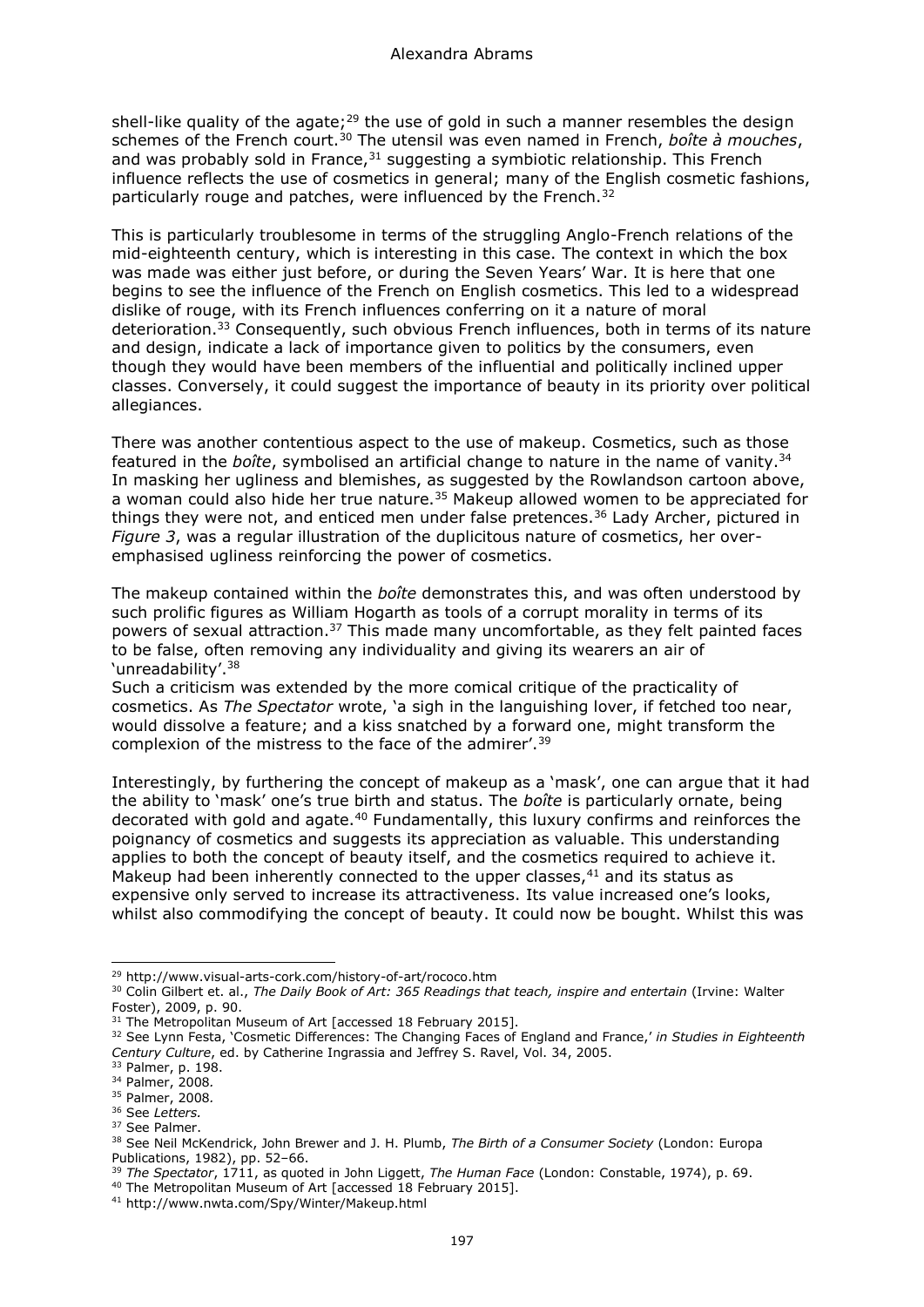shell-like quality of the agate;[29] the use of gold in such a manner resembles the design schemes of the French court.[30] The utensil was even named in French, *boîte à mouches*, and was probably sold in France,[31] suggesting a symbiotic relationship. This French influence reflects the use of cosmetics in general; many of the English cosmetic fashions, particularly rouge and patches, were influenced by the French.[32]

This is particularly troublesome in terms of the struggling Anglo-French relations of the mid-eighteenth century, which is interesting in this case. The context in which the box was made was either just before, or during the Seven Years' War. It is here that one begins to see the influence of the French on English cosmetics. This led to a widespread dislike of rouge, with its French influences conferring on it a nature of moral deterioration.[33] Consequently, such obvious French influences, both in terms of its nature and design, indicate a lack of importance given to politics by the consumers, even though they would have been members of the influential and politically inclined upper classes. Conversely, it could suggest the importance of beauty in its priority over political allegiances.

There was another contentious aspect to the use of makeup. Cosmetics, such as those featured in the *boîte*, symbolised an artificial change to nature in the name of vanity.[34] In masking her ugliness and blemishes, as suggested by the Rowlandson cartoon above, a woman could also hide her true nature.[35] Makeup allowed women to be appreciated for things they were not, and enticed men under false pretences.[36] Lady Archer, pictured in *Figure 3*, was a regular illustration of the duplicitous nature of cosmetics, her over-emphasised ugliness reinforcing the power of cosmetics.

The makeup contained within the *boîte* demonstrates this, and was often understood by such prolific figures as William Hogarth as tools of a corrupt morality in terms of its powers of sexual attraction.[37] This made many uncomfortable, as they felt painted faces to be false, often removing any individuality and giving its wearers an air of 'unreadability'.[38]
Such a criticism was extended by the more comical critique of the practicality of cosmetics. As *The Spectator* wrote, 'a sigh in the languishing lover, if fetched too near, would dissolve a feature; and a kiss snatched by a forward one, might transform the complexion of the mistress to the face of the admirer'.[39]

Interestingly, by furthering the concept of makeup as a 'mask', one can argue that it had the ability to 'mask' one's true birth and status. The *boîte* is particularly ornate, being decorated with gold and agate.[40] Fundamentally, this luxury confirms and reinforces the poignancy of cosmetics and suggests its appreciation as valuable. This understanding applies to both the concept of beauty itself, and the cosmetics required to achieve it. Makeup had been inherently connected to the upper classes,[41] and its status as expensive only served to increase its attractiveness. Its value increased one's looks, whilst also commodifying the concept of beauty. It could now be bought. Whilst this was

---

[29] http://www.visual-arts-cork.com/history-of-art/rococo.htm
[30] Colin Gilbert et. al., *The Daily Book of Art: 365 Readings that teach, inspire and entertain* (Irvine: Walter Foster), 2009, p. 90.
[31] The Metropolitan Museum of Art [accessed 18 February 2015].
[32] See Lynn Festa, 'Cosmetic Differences: The Changing Faces of England and France,' *in Studies in Eighteenth Century Culture*, ed. by Catherine Ingrassia and Jeffrey S. Ravel, Vol. 34, 2005.
[33] Palmer, p. 198.
[34] Palmer, 2008.
[35] Palmer, 2008.
[36] See *Letters.*
[37] See Palmer.
[38] See Neil McKendrick, John Brewer and J. H. Plumb, *The Birth of a Consumer Society* (London: Europa Publications, 1982), pp. 52–66.
[39] *The Spectator*, 1711, as quoted in John Liggett, *The Human Face* (London: Constable, 1974), p. 69.
[40] The Metropolitan Museum of Art [accessed 18 February 2015].
[41] http://www.nwta.com/Spy/Winter/Makeup.html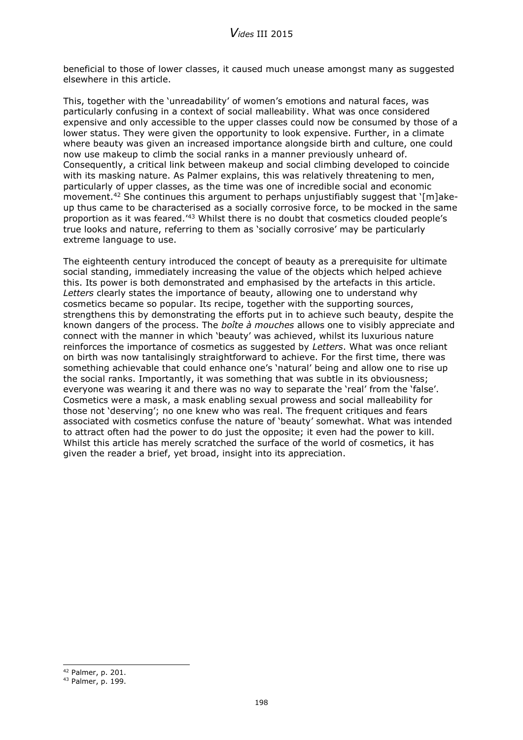beneficial to those of lower classes, it caused much unease amongst many as suggested elsewhere in this article.

This, together with the 'unreadability' of women's emotions and natural faces, was particularly confusing in a context of social malleability. What was once considered expensive and only accessible to the upper classes could now be consumed by those of a lower status. They were given the opportunity to look expensive. Further, in a climate where beauty was given an increased importance alongside birth and culture, one could now use makeup to climb the social ranks in a manner previously unheard of. Consequently, a critical link between makeup and social climbing developed to coincide with its masking nature. As Palmer explains, this was relatively threatening to men, particularly of upper classes, as the time was one of incredible social and economic movement.[42] She continues this argument to perhaps unjustifiably suggest that '[m]ake-up thus came to be characterised as a socially corrosive force, to be mocked in the same proportion as it was feared.'[43] Whilst there is no doubt that cosmetics clouded people's true looks and nature, referring to them as 'socially corrosive' may be particularly extreme language to use.

The eighteenth century introduced the concept of beauty as a prerequisite for ultimate social standing, immediately increasing the value of the objects which helped achieve this. Its power is both demonstrated and emphasised by the artefacts in this article. *Letters* clearly states the importance of beauty, allowing one to understand why cosmetics became so popular. Its recipe, together with the supporting sources, strengthens this by demonstrating the efforts put in to achieve such beauty, despite the known dangers of the process. The *boîte à mouches* allows one to visibly appreciate and connect with the manner in which 'beauty' was achieved, whilst its luxurious nature reinforces the importance of cosmetics as suggested by *Letters*. What was once reliant on birth was now tantalisingly straightforward to achieve. For the first time, there was something achievable that could enhance one's 'natural' being and allow one to rise up the social ranks. Importantly, it was something that was subtle in its obviousness; everyone was wearing it and there was no way to separate the 'real' from the 'false'. Cosmetics were a mask, a mask enabling sexual prowess and social malleability for those not 'deserving'; no one knew who was real. The frequent critiques and fears associated with cosmetics confuse the nature of 'beauty' somewhat. What was intended to attract often had the power to do just the opposite; it even had the power to kill. Whilst this article has merely scratched the surface of the world of cosmetics, it has given the reader a brief, yet broad, insight into its appreciation.

---

[42] Palmer, p. 201.

[43] Palmer, p. 199.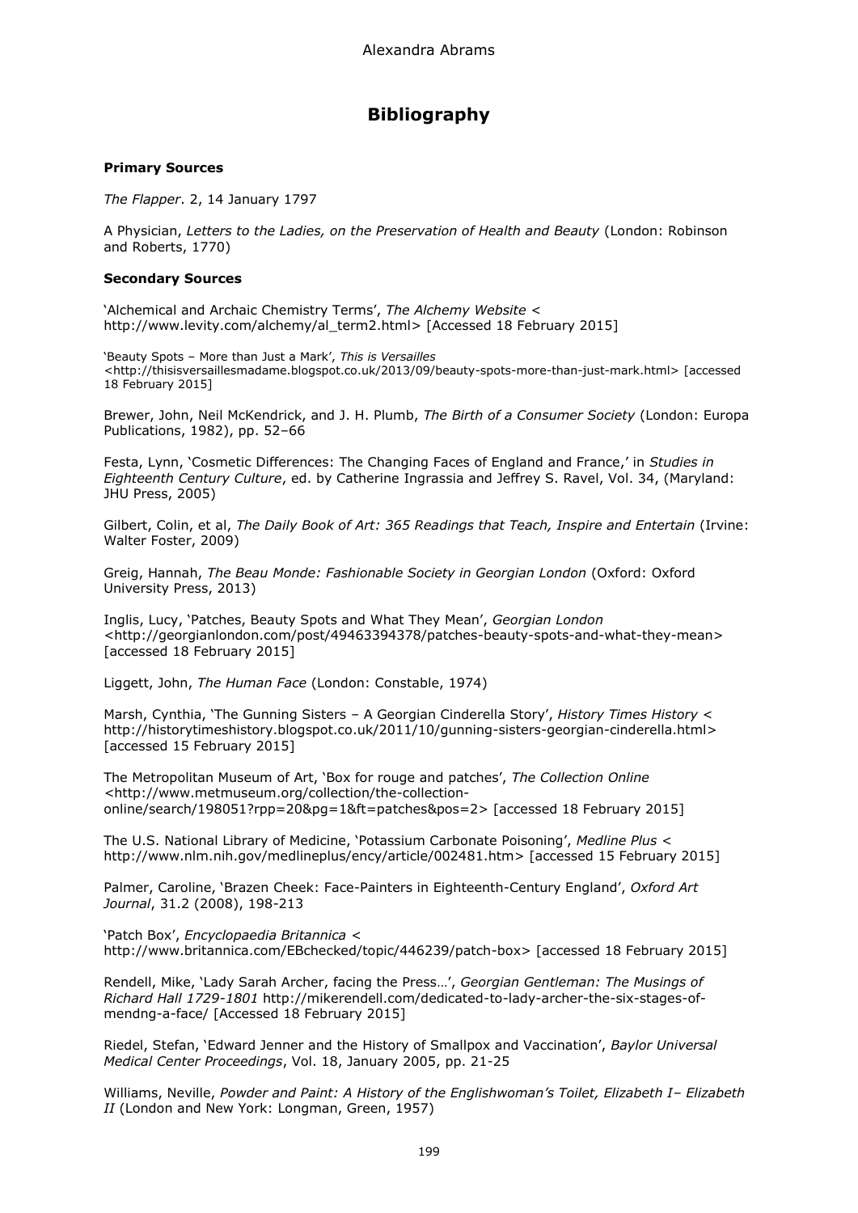# Bibliography

**Primary Sources**

*The Flapper*. 2, 14 January 1797

A Physician, *Letters to the Ladies, on the Preservation of Health and Beauty* (London: Robinson and Roberts, 1770)

**Secondary Sources**

'Alchemical and Archaic Chemistry Terms', *The Alchemy Website* < http://www.levity.com/alchemy/al_term2.html> [Accessed 18 February 2015]

'Beauty Spots – More than Just a Mark', *This is Versailles* <http://thisisversaillesmadame.blogspot.co.uk/2013/09/beauty-spots-more-than-just-mark.html> [accessed 18 February 2015]

Brewer, John, Neil McKendrick, and J. H. Plumb, *The Birth of a Consumer Society* (London: Europa Publications, 1982), pp. 52–66

Festa, Lynn, 'Cosmetic Differences: The Changing Faces of England and France,' in *Studies in Eighteenth Century Culture*, ed. by Catherine Ingrassia and Jeffrey S. Ravel, Vol. 34, (Maryland: JHU Press, 2005)

Gilbert, Colin, et al, *The Daily Book of Art: 365 Readings that Teach, Inspire and Entertain* (Irvine: Walter Foster, 2009)

Greig, Hannah, *The Beau Monde: Fashionable Society in Georgian London* (Oxford: Oxford University Press, 2013)

Inglis, Lucy, 'Patches, Beauty Spots and What They Mean', *Georgian London* <http://georgianlondon.com/post/49463394378/patches-beauty-spots-and-what-they-mean> [accessed 18 February 2015]

Liggett, John, *The Human Face* (London: Constable, 1974)

Marsh, Cynthia, 'The Gunning Sisters – A Georgian Cinderella Story', *History Times History* < http://historytimeshistory.blogspot.co.uk/2011/10/gunning-sisters-georgian-cinderella.html> [accessed 15 February 2015]

The Metropolitan Museum of Art, 'Box for rouge and patches', *The Collection Online* <http://www.metmuseum.org/collection/the-collection-online/search/198051?rpp=20&pg=1&ft=patches&pos=2> [accessed 18 February 2015]

The U.S. National Library of Medicine, 'Potassium Carbonate Poisoning', *Medline Plus* < http://www.nlm.nih.gov/medlineplus/ency/article/002481.htm> [accessed 15 February 2015]

Palmer, Caroline, 'Brazen Cheek: Face-Painters in Eighteenth-Century England', *Oxford Art Journal*, 31.2 (2008), 198-213

'Patch Box', *Encyclopaedia Britannica* < http://www.britannica.com/EBchecked/topic/446239/patch-box> [accessed 18 February 2015]

Rendell, Mike, 'Lady Sarah Archer, facing the Press…', *Georgian Gentleman: The Musings of Richard Hall 1729-1801* http://mikerendell.com/dedicated-to-lady-archer-the-six-stages-of-mendng-a-face/ [Accessed 18 February 2015]

Riedel, Stefan, 'Edward Jenner and the History of Smallpox and Vaccination', *Baylor Universal Medical Center Proceedings*, Vol. 18, January 2005, pp. 21-25

Williams, Neville, *Powder and Paint: A History of the Englishwoman's Toilet, Elizabeth I– Elizabeth II* (London and New York: Longman, Green, 1957)